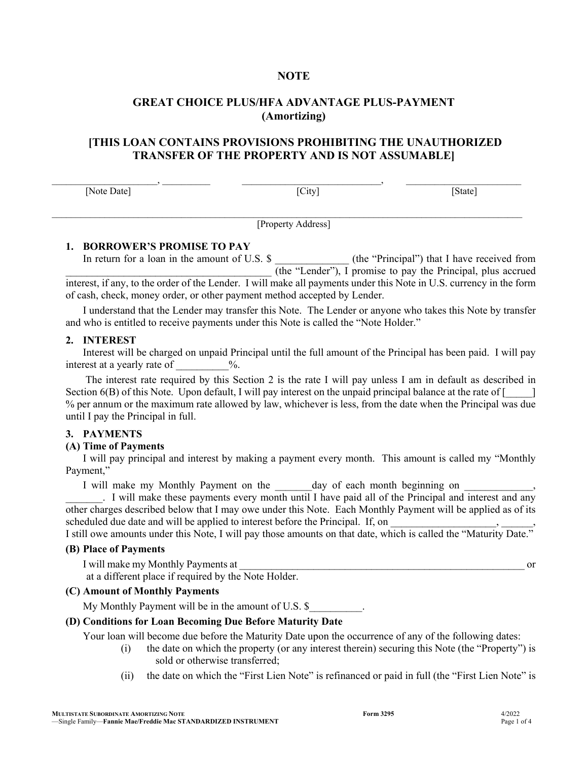# NOTE

## GREAT CHOICE PLUS/HFA ADVANTAGE PLUS-PAYMENT (Amortizing)

## [THIS LOAN CONTAINS PROVISIONS PROHIBITING THE UNAUTHORIZED TRANSFER OF THE PROPERTY AND IS NOT ASSUMABLE]

____________________, __________ ____________________________, ________________________
[Note Date] [City] [State]

_____________________________________________________________________________________
[Property Address]

### 1. BORROWER'S PROMISE TO PAY

In return for a loan in the amount of U.S. $ ______________ (the "Principal") that I have received from ________________________________________ (the "Lender"), I promise to pay the Principal, plus accrued interest, if any, to the order of the Lender. I will make all payments under this Note in U.S. currency in the form of cash, check, money order, or other payment method accepted by Lender.

I understand that the Lender may transfer this Note. The Lender or anyone who takes this Note by transfer and who is entitled to receive payments under this Note is called the "Note Holder."

### 2. INTEREST

Interest will be charged on unpaid Principal until the full amount of the Principal has been paid. I will pay interest at a yearly rate of __________%.

The interest rate required by this Section 2 is the rate I will pay unless I am in default as described in Section 6(B) of this Note. Upon default, I will pay interest on the unpaid principal balance at the rate of [_____] % per annum or the maximum rate allowed by law, whichever is less, from the date when the Principal was due until I pay the Principal in full.

### 3. PAYMENTS

**(A) Time of Payments**

I will pay principal and interest by making a payment every month. This amount is called my "Monthly Payment,"

I will make my Monthly Payment on the _______day of each month beginning on _____________, _______. I will make these payments every month until I have paid all of the Principal and interest and any other charges described below that I may owe under this Note. Each Monthly Payment will be applied as of its scheduled due date and will be applied to interest before the Principal. If, on ____________________, ______, I still owe amounts under this Note, I will pay those amounts on that date, which is called the "Maturity Date."

**(B) Place of Payments**

I will make my Monthly Payments at _________________________________________________________ or at a different place if required by the Note Holder.

**(C) Amount of Monthly Payments**

My Monthly Payment will be in the amount of U.S. $__________.

**(D) Conditions for Loan Becoming Due Before Maturity Date**

Your loan will become due before the Maturity Date upon the occurrence of any of the following dates:

(i) the date on which the property (or any interest therein) securing this Note (the "Property") is sold or otherwise transferred;

(ii) the date on which the "First Lien Note" is refinanced or paid in full (the "First Lien Note" is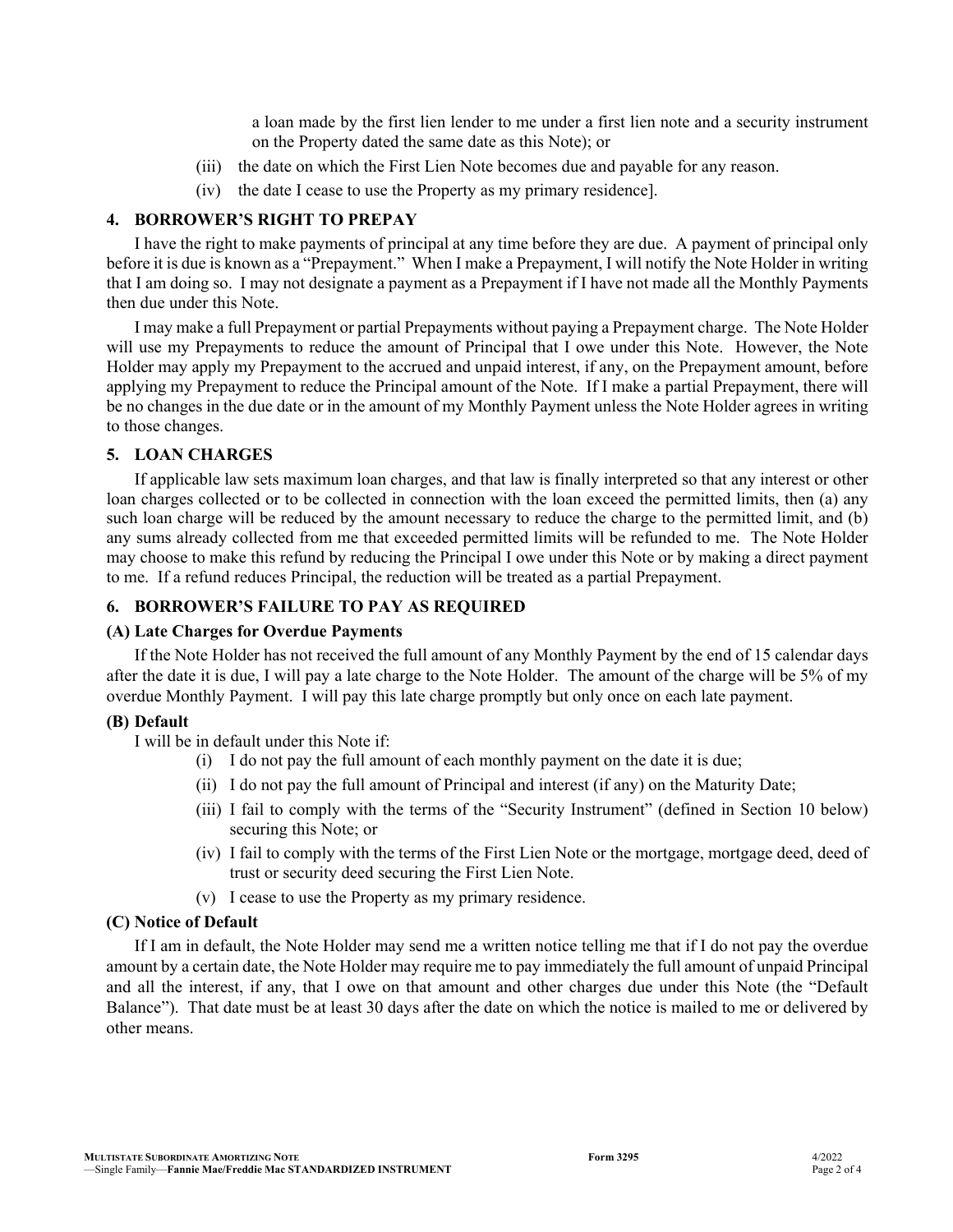a loan made by the first lien lender to me under a first lien note and a security instrument on the Property dated the same date as this Note); or

(iii) the date on which the First Lien Note becomes due and payable for any reason.

(iv) the date I cease to use the Property as my primary residence].

## 4. BORROWER'S RIGHT TO PREPAY

I have the right to make payments of principal at any time before they are due. A payment of principal only before it is due is known as a "Prepayment." When I make a Prepayment, I will notify the Note Holder in writing that I am doing so. I may not designate a payment as a Prepayment if I have not made all the Monthly Payments then due under this Note.

I may make a full Prepayment or partial Prepayments without paying a Prepayment charge. The Note Holder will use my Prepayments to reduce the amount of Principal that I owe under this Note. However, the Note Holder may apply my Prepayment to the accrued and unpaid interest, if any, on the Prepayment amount, before applying my Prepayment to reduce the Principal amount of the Note. If I make a partial Prepayment, there will be no changes in the due date or in the amount of my Monthly Payment unless the Note Holder agrees in writing to those changes.

## 5. LOAN CHARGES

If applicable law sets maximum loan charges, and that law is finally interpreted so that any interest or other loan charges collected or to be collected in connection with the loan exceed the permitted limits, then (a) any such loan charge will be reduced by the amount necessary to reduce the charge to the permitted limit, and (b) any sums already collected from me that exceeded permitted limits will be refunded to me. The Note Holder may choose to make this refund by reducing the Principal I owe under this Note or by making a direct payment to me. If a refund reduces Principal, the reduction will be treated as a partial Prepayment.

## 6. BORROWER'S FAILURE TO PAY AS REQUIRED

### (A) Late Charges for Overdue Payments

If the Note Holder has not received the full amount of any Monthly Payment by the end of 15 calendar days after the date it is due, I will pay a late charge to the Note Holder. The amount of the charge will be 5% of my overdue Monthly Payment. I will pay this late charge promptly but only once on each late payment.

### (B) Default

I will be in default under this Note if:

(i) I do not pay the full amount of each monthly payment on the date it is due;

(ii) I do not pay the full amount of Principal and interest (if any) on the Maturity Date;

(iii) I fail to comply with the terms of the "Security Instrument" (defined in Section 10 below) securing this Note; or

(iv) I fail to comply with the terms of the First Lien Note or the mortgage, mortgage deed, deed of trust or security deed securing the First Lien Note.

(v) I cease to use the Property as my primary residence.

### (C) Notice of Default

If I am in default, the Note Holder may send me a written notice telling me that if I do not pay the overdue amount by a certain date, the Note Holder may require me to pay immediately the full amount of unpaid Principal and all the interest, if any, that I owe on that amount and other charges due under this Note (the "Default Balance"). That date must be at least 30 days after the date on which the notice is mailed to me or delivered by other means.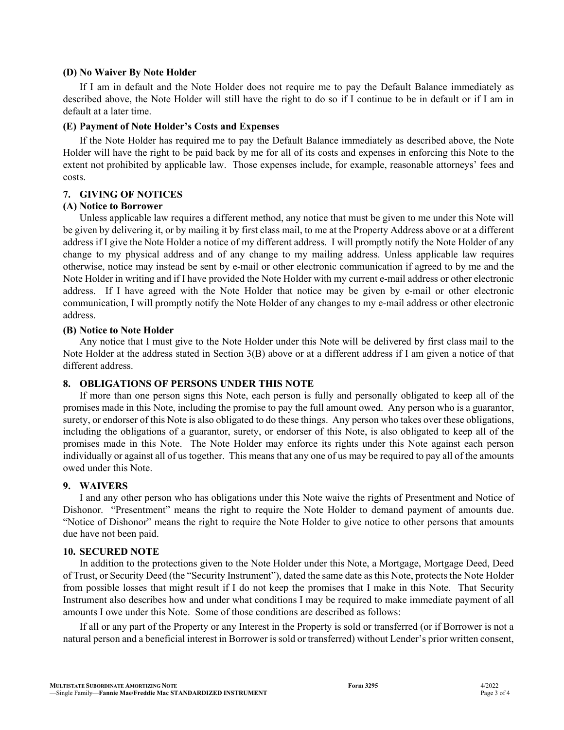### (D) No Waiver By Note Holder

If I am in default and the Note Holder does not require me to pay the Default Balance immediately as described above, the Note Holder will still have the right to do so if I continue to be in default or if I am in default at a later time.

### (E) Payment of Note Holder's Costs and Expenses

If the Note Holder has required me to pay the Default Balance immediately as described above, the Note Holder will have the right to be paid back by me for all of its costs and expenses in enforcing this Note to the extent not prohibited by applicable law. Those expenses include, for example, reasonable attorneys' fees and costs.

## 7. GIVING OF NOTICES

### (A) Notice to Borrower

Unless applicable law requires a different method, any notice that must be given to me under this Note will be given by delivering it, or by mailing it by first class mail, to me at the Property Address above or at a different address if I give the Note Holder a notice of my different address. I will promptly notify the Note Holder of any change to my physical address and of any change to my mailing address. Unless applicable law requires otherwise, notice may instead be sent by e-mail or other electronic communication if agreed to by me and the Note Holder in writing and if I have provided the Note Holder with my current e-mail address or other electronic address. If I have agreed with the Note Holder that notice may be given by e-mail or other electronic communication, I will promptly notify the Note Holder of any changes to my e-mail address or other electronic address.

### (B) Notice to Note Holder

Any notice that I must give to the Note Holder under this Note will be delivered by first class mail to the Note Holder at the address stated in Section 3(B) above or at a different address if I am given a notice of that different address.

## 8. OBLIGATIONS OF PERSONS UNDER THIS NOTE

If more than one person signs this Note, each person is fully and personally obligated to keep all of the promises made in this Note, including the promise to pay the full amount owed. Any person who is a guarantor, surety, or endorser of this Note is also obligated to do these things. Any person who takes over these obligations, including the obligations of a guarantor, surety, or endorser of this Note, is also obligated to keep all of the promises made in this Note. The Note Holder may enforce its rights under this Note against each person individually or against all of us together. This means that any one of us may be required to pay all of the amounts owed under this Note.

## 9. WAIVERS

I and any other person who has obligations under this Note waive the rights of Presentment and Notice of Dishonor. "Presentment" means the right to require the Note Holder to demand payment of amounts due. "Notice of Dishonor" means the right to require the Note Holder to give notice to other persons that amounts due have not been paid.

## 10. SECURED NOTE

In addition to the protections given to the Note Holder under this Note, a Mortgage, Mortgage Deed, Deed of Trust, or Security Deed (the "Security Instrument"), dated the same date as this Note, protects the Note Holder from possible losses that might result if I do not keep the promises that I make in this Note. That Security Instrument also describes how and under what conditions I may be required to make immediate payment of all amounts I owe under this Note. Some of those conditions are described as follows:

If all or any part of the Property or any Interest in the Property is sold or transferred (or if Borrower is not a natural person and a beneficial interest in Borrower is sold or transferred) without Lender's prior written consent,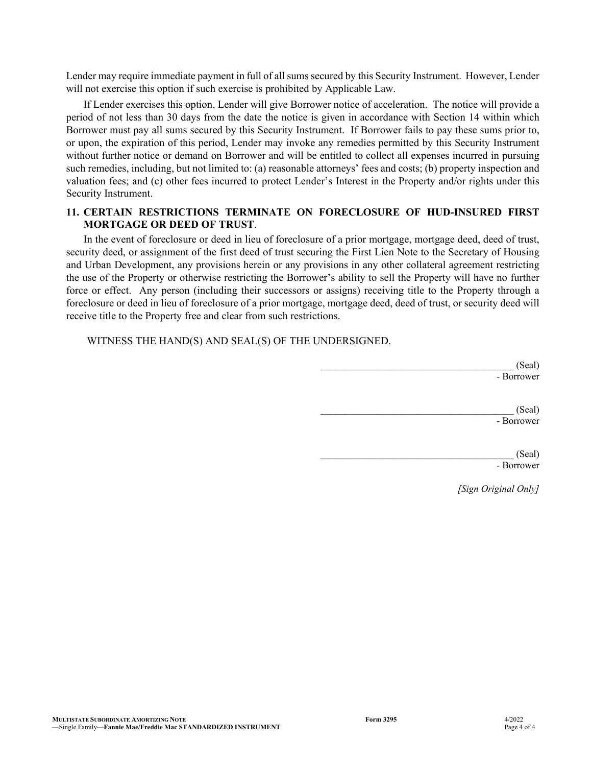Lender may require immediate payment in full of all sums secured by this Security Instrument. However, Lender will not exercise this option if such exercise is prohibited by Applicable Law.

If Lender exercises this option, Lender will give Borrower notice of acceleration. The notice will provide a period of not less than 30 days from the date the notice is given in accordance with Section 14 within which Borrower must pay all sums secured by this Security Instrument. If Borrower fails to pay these sums prior to, or upon, the expiration of this period, Lender may invoke any remedies permitted by this Security Instrument without further notice or demand on Borrower and will be entitled to collect all expenses incurred in pursuing such remedies, including, but not limited to: (a) reasonable attorneys' fees and costs; (b) property inspection and valuation fees; and (c) other fees incurred to protect Lender's Interest in the Property and/or rights under this Security Instrument.

**11. CERTAIN RESTRICTIONS TERMINATE ON FORECLOSURE OF HUD-INSURED FIRST MORTGAGE OR DEED OF TRUST**.

In the event of foreclosure or deed in lieu of foreclosure of a prior mortgage, mortgage deed, deed of trust, security deed, or assignment of the first deed of trust securing the First Lien Note to the Secretary of Housing and Urban Development, any provisions herein or any provisions in any other collateral agreement restricting the use of the Property or otherwise restricting the Borrower's ability to sell the Property will have no further force or effect. Any person (including their successors or assigns) receiving title to the Property through a foreclosure or deed in lieu of foreclosure of a prior mortgage, mortgage deed, deed of trust, or security deed will receive title to the Property free and clear from such restrictions.

WITNESS THE HAND(S) AND SEAL(S) OF THE UNDERSIGNED.

_______________________________________ (Seal)
- Borrower

_______________________________________ (Seal)
- Borrower

_______________________________________ (Seal)
- Borrower

*[Sign Original Only]*